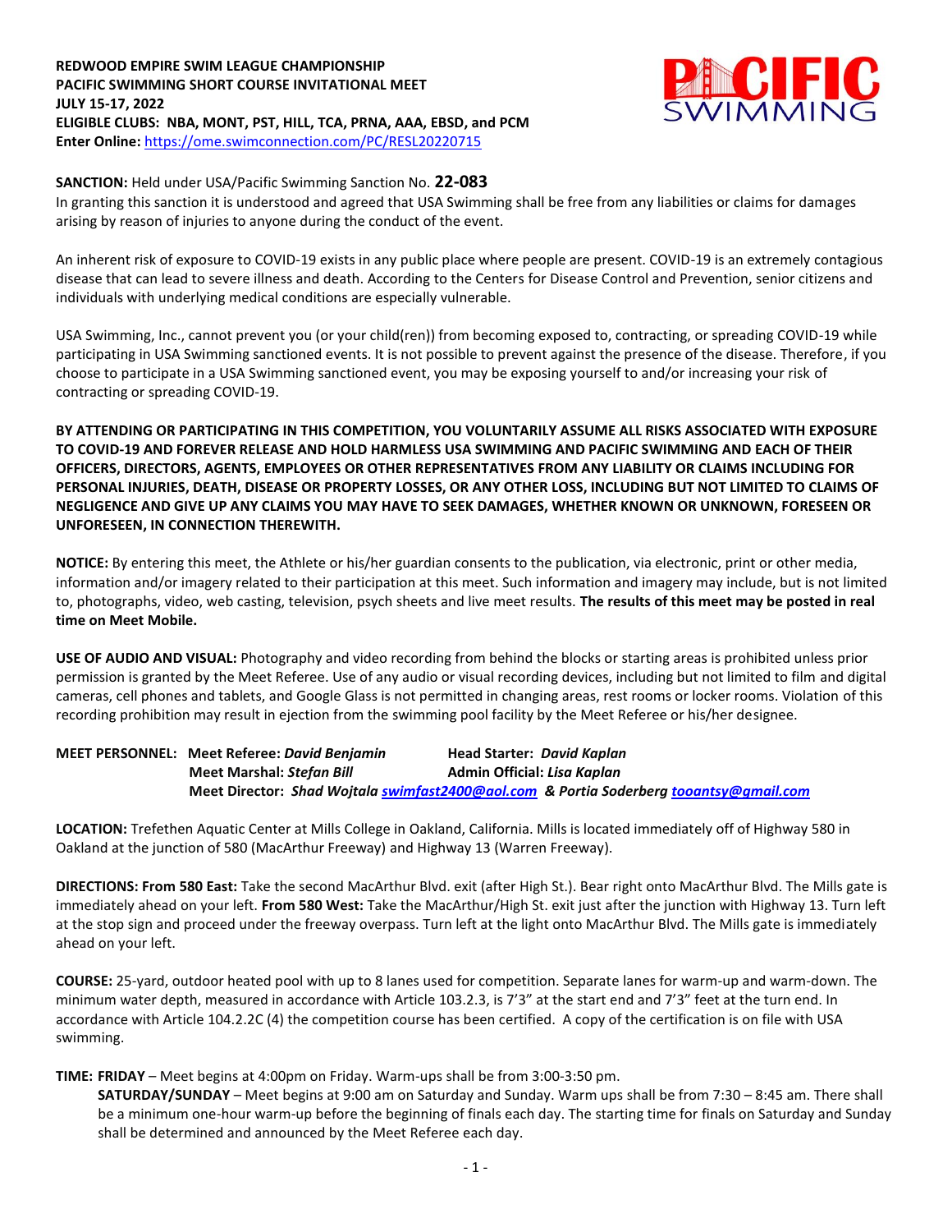**REDWOOD EMPIRE SWIM LEAGUE CHAMPIONSHIP**
**PACIFIC SWIMMING SHORT COURSE INVITATIONAL MEET**
**JULY 15-17, 2022**
**ELIGIBLE CLUBS: NBA, MONT, PST, HILL, TCA, PRNA, AAA, EBSD, and PCM**
**Enter Online:** https://ome.swimconnection.com/PC/RESL20220715

**SANCTION:** Held under USA/Pacific Swimming Sanction No. **22-083**
In granting this sanction it is understood and agreed that USA Swimming shall be free from any liabilities or claims for damages arising by reason of injuries to anyone during the conduct of the event.

An inherent risk of exposure to COVID-19 exists in any public place where people are present. COVID-19 is an extremely contagious disease that can lead to severe illness and death. According to the Centers for Disease Control and Prevention, senior citizens and individuals with underlying medical conditions are especially vulnerable.

USA Swimming, Inc., cannot prevent you (or your child(ren)) from becoming exposed to, contracting, or spreading COVID-19 while participating in USA Swimming sanctioned events. It is not possible to prevent against the presence of the disease. Therefore, if you choose to participate in a USA Swimming sanctioned event, you may be exposing yourself to and/or increasing your risk of contracting or spreading COVID-19.

**BY ATTENDING OR PARTICIPATING IN THIS COMPETITION, YOU VOLUNTARILY ASSUME ALL RISKS ASSOCIATED WITH EXPOSURE TO COVID-19 AND FOREVER RELEASE AND HOLD HARMLESS USA SWIMMING AND PACIFIC SWIMMING AND EACH OF THEIR OFFICERS, DIRECTORS, AGENTS, EMPLOYEES OR OTHER REPRESENTATIVES FROM ANY LIABILITY OR CLAIMS INCLUDING FOR PERSONAL INJURIES, DEATH, DISEASE OR PROPERTY LOSSES, OR ANY OTHER LOSS, INCLUDING BUT NOT LIMITED TO CLAIMS OF NEGLIGENCE AND GIVE UP ANY CLAIMS YOU MAY HAVE TO SEEK DAMAGES, WHETHER KNOWN OR UNKNOWN, FORESEEN OR UNFORESEEN, IN CONNECTION THEREWITH.**

**NOTICE:** By entering this meet, the Athlete or his/her guardian consents to the publication, via electronic, print or other media, information and/or imagery related to their participation at this meet. Such information and imagery may include, but is not limited to, photographs, video, web casting, television, psych sheets and live meet results. **The results of this meet may be posted in real time on Meet Mobile.**

**USE OF AUDIO AND VISUAL:** Photography and video recording from behind the blocks or starting areas is prohibited unless prior permission is granted by the Meet Referee. Use of any audio or visual recording devices, including but not limited to film and digital cameras, cell phones and tablets, and Google Glass is not permitted in changing areas, rest rooms or locker rooms. Violation of this recording prohibition may result in ejection from the swimming pool facility by the Meet Referee or his/her designee.

**MEET PERSONNEL:** Meet Referee: ***David Benjamin*** Head Starter: ***David Kaplan***
Meet Marshal: ***Stefan Bill*** Admin Official: ***Lisa Kaplan***
Meet Director: ***Shad Wojtala*** swimfast2400@aol.com **&** ***Portia Soderberg*** tooantsy@gmail.com

**LOCATION:** Trefethen Aquatic Center at Mills College in Oakland, California. Mills is located immediately off of Highway 580 in Oakland at the junction of 580 (MacArthur Freeway) and Highway 13 (Warren Freeway).

**DIRECTIONS: From 580 East:** Take the second MacArthur Blvd. exit (after High St.). Bear right onto MacArthur Blvd. The Mills gate is immediately ahead on your left. **From 580 West:** Take the MacArthur/High St. exit just after the junction with Highway 13. Turn left at the stop sign and proceed under the freeway overpass. Turn left at the light onto MacArthur Blvd. The Mills gate is immediately ahead on your left.

**COURSE:** 25-yard, outdoor heated pool with up to 8 lanes used for competition. Separate lanes for warm-up and warm-down. The minimum water depth, measured in accordance with Article 103.2.3, is 7'3" at the start end and 7'3" feet at the turn end. In accordance with Article 104.2.2C (4) the competition course has been certified. A copy of the certification is on file with USA swimming.

**TIME: FRIDAY** – Meet begins at 4:00pm on Friday. Warm-ups shall be from 3:00-3:50 pm.
**SATURDAY/SUNDAY** – Meet begins at 9:00 am on Saturday and Sunday. Warm ups shall be from 7:30 – 8:45 am. There shall be a minimum one-hour warm-up before the beginning of finals each day. The starting time for finals on Saturday and Sunday shall be determined and announced by the Meet Referee each day.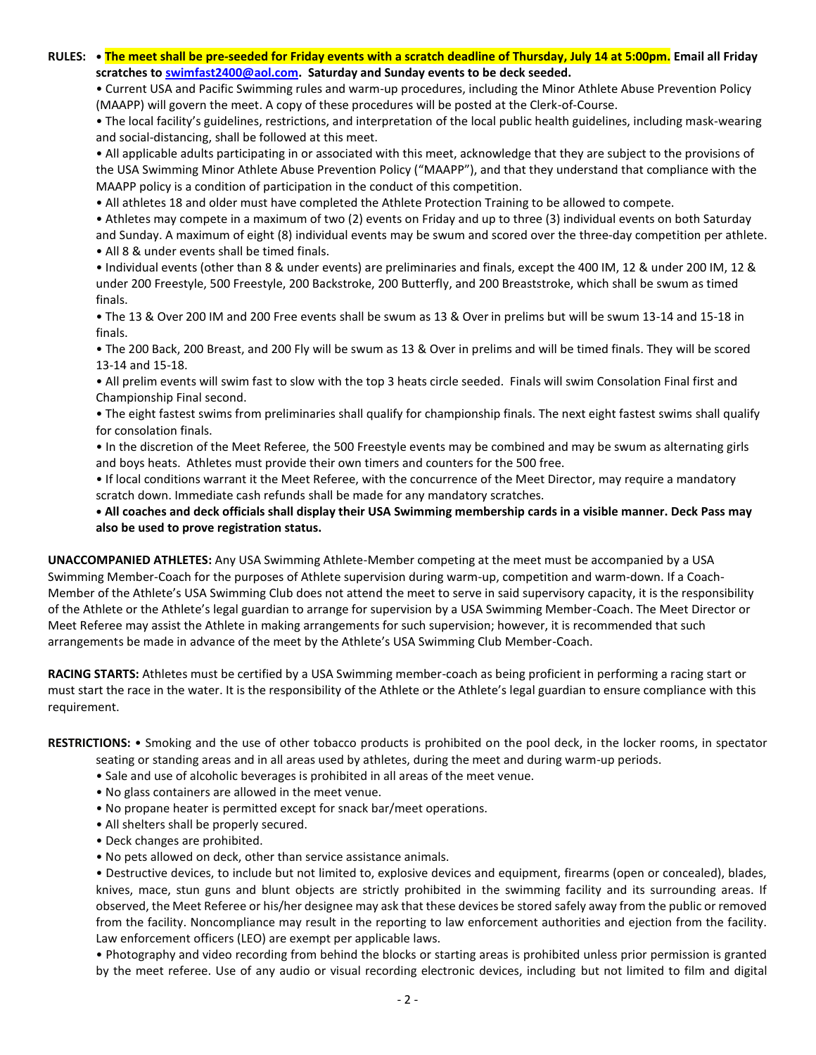**RULES:** • **The meet shall be pre-seeded for Friday events with a scratch deadline of Thursday, July 14 at 5:00pm. Email all Friday scratches to swimfast2400@aol.com. Saturday and Sunday events to be deck seeded.**

• Current USA and Pacific Swimming rules and warm-up procedures, including the Minor Athlete Abuse Prevention Policy (MAAPP) will govern the meet. A copy of these procedures will be posted at the Clerk-of-Course.

• The local facility's guidelines, restrictions, and interpretation of the local public health guidelines, including mask-wearing and social-distancing, shall be followed at this meet.

• All applicable adults participating in or associated with this meet, acknowledge that they are subject to the provisions of the USA Swimming Minor Athlete Abuse Prevention Policy ("MAAPP"), and that they understand that compliance with the MAAPP policy is a condition of participation in the conduct of this competition.

• All athletes 18 and older must have completed the Athlete Protection Training to be allowed to compete.

• Athletes may compete in a maximum of two (2) events on Friday and up to three (3) individual events on both Saturday and Sunday. A maximum of eight (8) individual events may be swum and scored over the three-day competition per athlete.

• All 8 & under events shall be timed finals.

• Individual events (other than 8 & under events) are preliminaries and finals, except the 400 IM, 12 & under 200 IM, 12 & under 200 Freestyle, 500 Freestyle, 200 Backstroke, 200 Butterfly, and 200 Breaststroke, which shall be swum as timed finals.

• The 13 & Over 200 IM and 200 Free events shall be swum as 13 & Over in prelims but will be swum 13-14 and 15-18 in finals.

• The 200 Back, 200 Breast, and 200 Fly will be swum as 13 & Over in prelims and will be timed finals. They will be scored 13-14 and 15-18.

• All prelim events will swim fast to slow with the top 3 heats circle seeded. Finals will swim Consolation Final first and Championship Final second.

• The eight fastest swims from preliminaries shall qualify for championship finals. The next eight fastest swims shall qualify for consolation finals.

• In the discretion of the Meet Referee, the 500 Freestyle events may be combined and may be swum as alternating girls and boys heats. Athletes must provide their own timers and counters for the 500 free.

• If local conditions warrant it the Meet Referee, with the concurrence of the Meet Director, may require a mandatory scratch down. Immediate cash refunds shall be made for any mandatory scratches.

**• All coaches and deck officials shall display their USA Swimming membership cards in a visible manner. Deck Pass may also be used to prove registration status.**

**UNACCOMPANIED ATHLETES:** Any USA Swimming Athlete-Member competing at the meet must be accompanied by a USA Swimming Member-Coach for the purposes of Athlete supervision during warm-up, competition and warm-down. If a Coach-Member of the Athlete's USA Swimming Club does not attend the meet to serve in said supervisory capacity, it is the responsibility of the Athlete or the Athlete's legal guardian to arrange for supervision by a USA Swimming Member-Coach. The Meet Director or Meet Referee may assist the Athlete in making arrangements for such supervision; however, it is recommended that such arrangements be made in advance of the meet by the Athlete's USA Swimming Club Member-Coach.

**RACING STARTS:** Athletes must be certified by a USA Swimming member-coach as being proficient in performing a racing start or must start the race in the water. It is the responsibility of the Athlete or the Athlete's legal guardian to ensure compliance with this requirement.

**RESTRICTIONS:** • Smoking and the use of other tobacco products is prohibited on the pool deck, in the locker rooms, in spectator seating or standing areas and in all areas used by athletes, during the meet and during warm-up periods.

• Sale and use of alcoholic beverages is prohibited in all areas of the meet venue.

• No glass containers are allowed in the meet venue.

• No propane heater is permitted except for snack bar/meet operations.

• All shelters shall be properly secured.

• Deck changes are prohibited.

• No pets allowed on deck, other than service assistance animals.

• Destructive devices, to include but not limited to, explosive devices and equipment, firearms (open or concealed), blades, knives, mace, stun guns and blunt objects are strictly prohibited in the swimming facility and its surrounding areas. If observed, the Meet Referee or his/her designee may ask that these devices be stored safely away from the public or removed from the facility. Noncompliance may result in the reporting to law enforcement authorities and ejection from the facility. Law enforcement officers (LEO) are exempt per applicable laws.

• Photography and video recording from behind the blocks or starting areas is prohibited unless prior permission is granted by the meet referee. Use of any audio or visual recording electronic devices, including but not limited to film and digital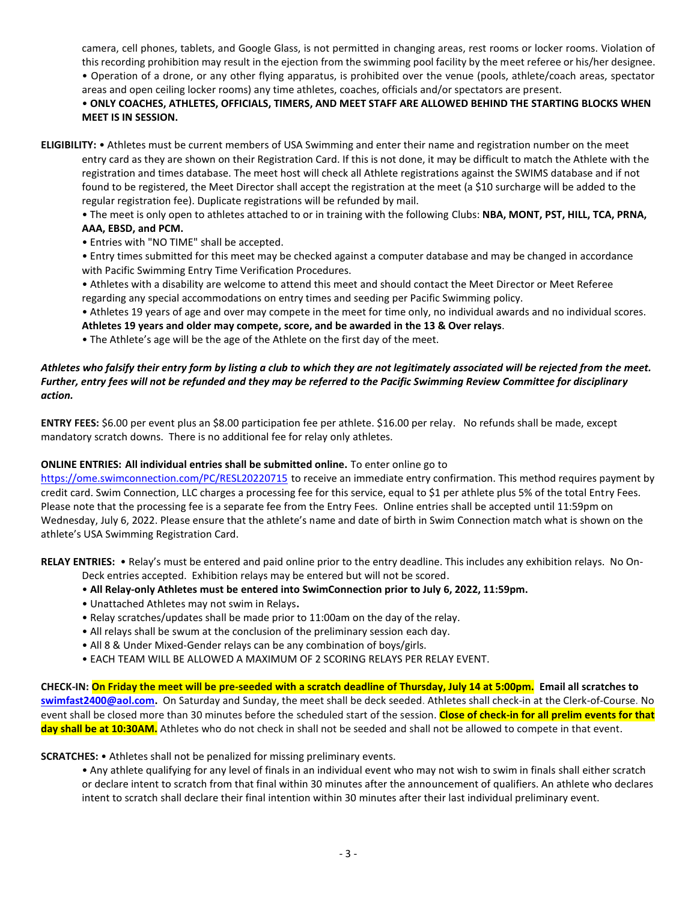camera, cell phones, tablets, and Google Glass, is not permitted in changing areas, rest rooms or locker rooms. Violation of this recording prohibition may result in the ejection from the swimming pool facility by the meet referee or his/her designee.

• Operation of a drone, or any other flying apparatus, is prohibited over the venue (pools, athlete/coach areas, spectator areas and open ceiling locker rooms) any time athletes, coaches, officials and/or spectators are present.

• **ONLY COACHES, ATHLETES, OFFICIALS, TIMERS, AND MEET STAFF ARE ALLOWED BEHIND THE STARTING BLOCKS WHEN MEET IS IN SESSION.**

**ELIGIBILITY:** • Athletes must be current members of USA Swimming and enter their name and registration number on the meet entry card as they are shown on their Registration Card. If this is not done, it may be difficult to match the Athlete with the registration and times database. The meet host will check all Athlete registrations against the SWIMS database and if not found to be registered, the Meet Director shall accept the registration at the meet (a $10 surcharge will be added to the regular registration fee). Duplicate registrations will be refunded by mail.

• The meet is only open to athletes attached to or in training with the following Clubs: **NBA, MONT, PST, HILL, TCA, PRNA, AAA, EBSD, and PCM.**

• Entries with "NO TIME" shall be accepted.

• Entry times submitted for this meet may be checked against a computer database and may be changed in accordance with Pacific Swimming Entry Time Verification Procedures.

• Athletes with a disability are welcome to attend this meet and should contact the Meet Director or Meet Referee regarding any special accommodations on entry times and seeding per Pacific Swimming policy.

• Athletes 19 years of age and over may compete in the meet for time only, no individual awards and no individual scores. **Athletes 19 years and older may compete, score, and be awarded in the 13 & Over relays**.

• The Athlete's age will be the age of the Athlete on the first day of the meet.

***Athletes who falsify their entry form by listing a club to which they are not legitimately associated will be rejected from the meet. Further, entry fees will not be refunded and they may be referred to the Pacific Swimming Review Committee for disciplinary action.***

**ENTRY FEES:** $6.00 per event plus an $8.00 participation fee per athlete. $16.00 per relay. No refunds shall be made, except mandatory scratch downs. There is no additional fee for relay only athletes.

**ONLINE ENTRIES: All individual entries shall be submitted online.** To enter online go to https://ome.swimconnection.com/PC/RESL20220715 to receive an immediate entry confirmation. This method requires payment by credit card. Swim Connection, LLC charges a processing fee for this service, equal to $1 per athlete plus 5% of the total Entry Fees. Please note that the processing fee is a separate fee from the Entry Fees. Online entries shall be accepted until 11:59pm on Wednesday, July 6, 2022. Please ensure that the athlete's name and date of birth in Swim Connection match what is shown on the athlete's USA Swimming Registration Card.

**RELAY ENTRIES:** • Relay's must be entered and paid online prior to the entry deadline. This includes any exhibition relays. No On-Deck entries accepted. Exhibition relays may be entered but will not be scored.

• **All Relay-only Athletes must be entered into SwimConnection prior to July 6, 2022, 11:59pm.**

• Unattached Athletes may not swim in Relays**.**

• Relay scratches/updates shall be made prior to 11:00am on the day of the relay.

• All relays shall be swum at the conclusion of the preliminary session each day.

• All 8 & Under Mixed-Gender relays can be any combination of boys/girls.

• EACH TEAM WILL BE ALLOWED A MAXIMUM OF 2 SCORING RELAYS PER RELAY EVENT.

**CHECK-IN: On Friday the meet will be pre-seeded with a scratch deadline of Thursday, July 14 at 5:00pm. Email all scratches to swimfast2400@aol.com.** On Saturday and Sunday, the meet shall be deck seeded. Athletes shall check-in at the Clerk-of-Course. No event shall be closed more than 30 minutes before the scheduled start of the session. **Close of check-in for all prelim events for that day shall be at 10:30AM.** Athletes who do not check in shall not be seeded and shall not be allowed to compete in that event.

**SCRATCHES:** • Athletes shall not be penalized for missing preliminary events.

• Any athlete qualifying for any level of finals in an individual event who may not wish to swim in finals shall either scratch or declare intent to scratch from that final within 30 minutes after the announcement of qualifiers. An athlete who declares intent to scratch shall declare their final intention within 30 minutes after their last individual preliminary event.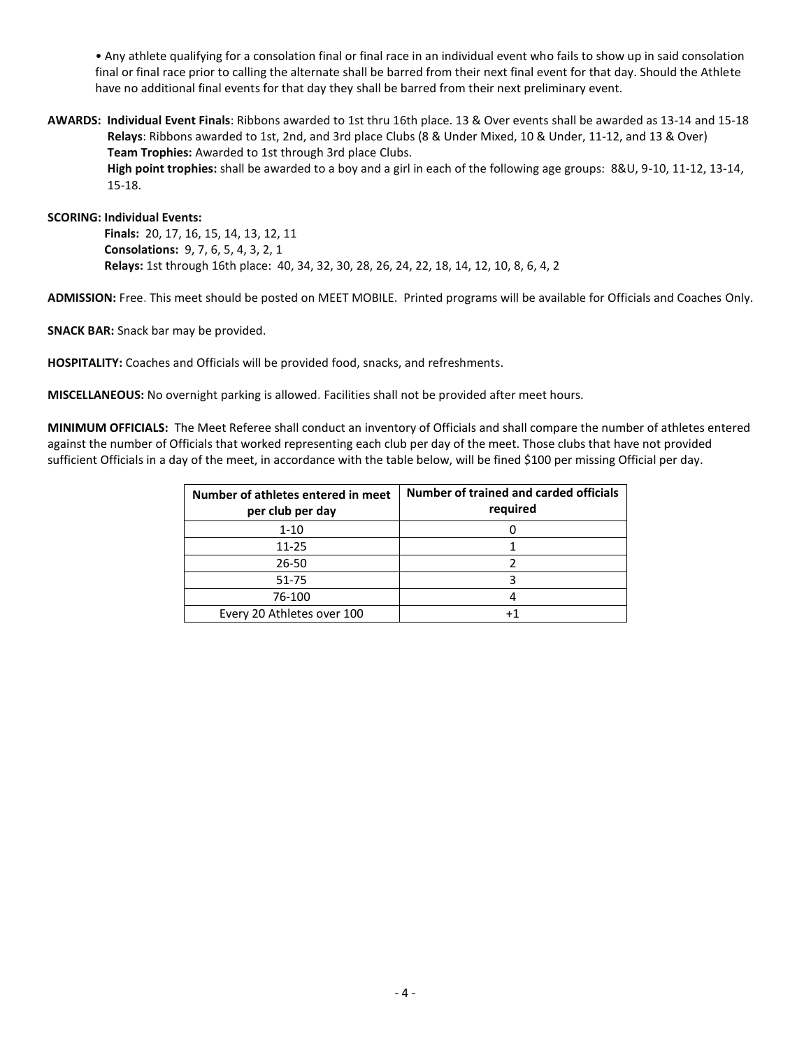- Any athlete qualifying for a consolation final or final race in an individual event who fails to show up in said consolation final or final race prior to calling the alternate shall be barred from their next final event for that day. Should the Athlete have no additional final events for that day they shall be barred from their next preliminary event.

**AWARDS: Individual Event Finals**: Ribbons awarded to 1st thru 16th place. 13 & Over events shall be awarded as 13-14 and 15-18
**Relays**: Ribbons awarded to 1st, 2nd, and 3rd place Clubs (8 & Under Mixed, 10 & Under, 11-12, and 13 & Over)
**Team Trophies:** Awarded to 1st through 3rd place Clubs.
**High point trophies:** shall be awarded to a boy and a girl in each of the following age groups: 8&U, 9-10, 11-12, 13-14, 15-18.

**SCORING: Individual Events:**
**Finals:** 20, 17, 16, 15, 14, 13, 12, 11
**Consolations:** 9, 7, 6, 5, 4, 3, 2, 1
**Relays:** 1st through 16th place: 40, 34, 32, 30, 28, 26, 24, 22, 18, 14, 12, 10, 8, 6, 4, 2

**ADMISSION:** Free. This meet should be posted on MEET MOBILE. Printed programs will be available for Officials and Coaches Only.

**SNACK BAR:** Snack bar may be provided.

**HOSPITALITY:** Coaches and Officials will be provided food, snacks, and refreshments.

**MISCELLANEOUS:** No overnight parking is allowed. Facilities shall not be provided after meet hours.

**MINIMUM OFFICIALS:** The Meet Referee shall conduct an inventory of Officials and shall compare the number of athletes entered against the number of Officials that worked representing each club per day of the meet. Those clubs that have not provided sufficient Officials in a day of the meet, in accordance with the table below, will be fined $100 per missing Official per day.

| Number of athletes entered in meet per club per day | Number of trained and carded officials required |
|---|---|
| 1-10 | 0 |
| 11-25 | 1 |
| 26-50 | 2 |
| 51-75 | 3 |
| 76-100 | 4 |
| Every 20 Athletes over 100 | +1 |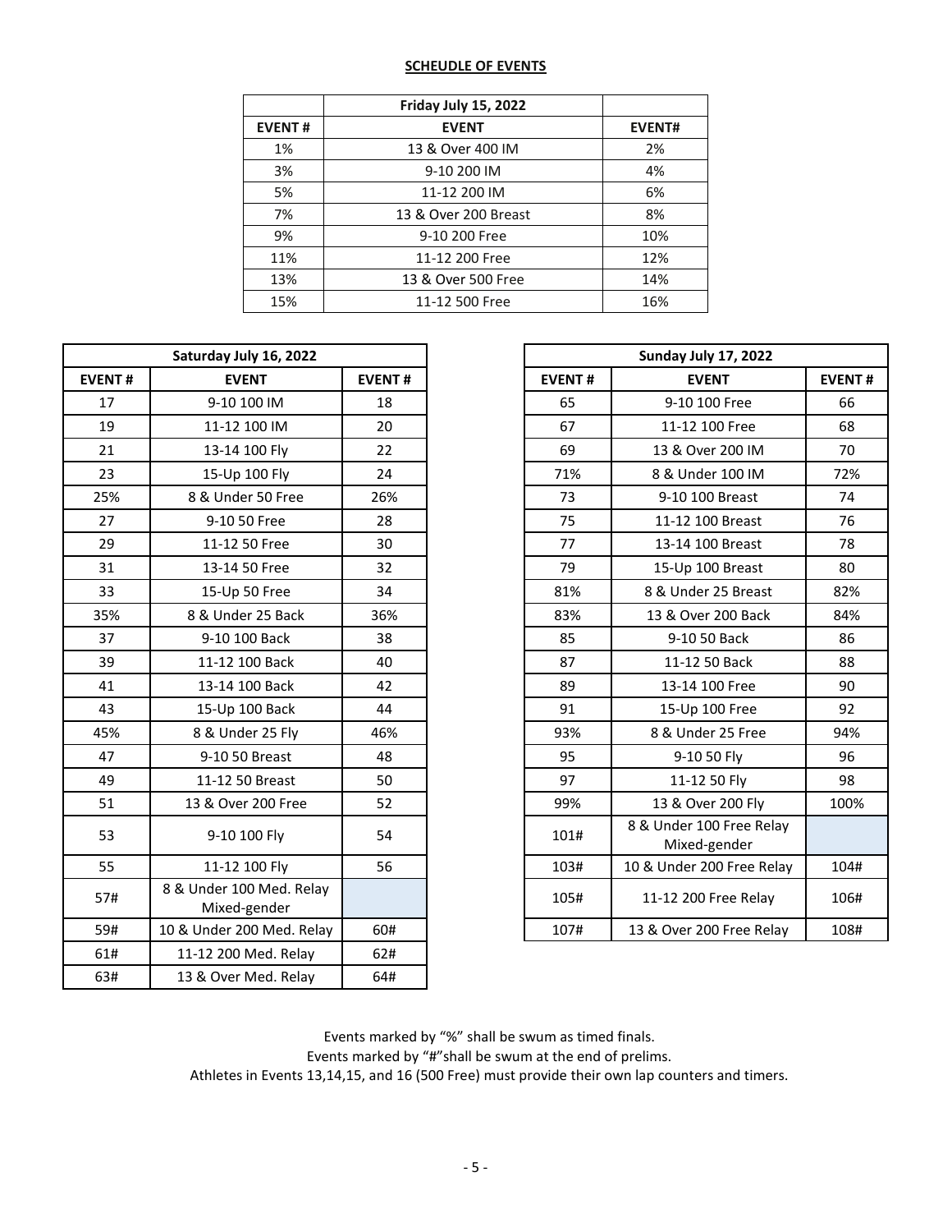**SCHEUDLE OF EVENTS**

| | Friday July 15, 2022 | |
|---|---|---|
| EVENT # | EVENT | EVENT# |
| 1% | 13 & Over 400 IM | 2% |
| 3% | 9-10 200 IM | 4% |
| 5% | 11-12 200 IM | 6% |
| 7% | 13 & Over 200 Breast | 8% |
| 9% | 9-10 200 Free | 10% |
| 11% | 11-12 200 Free | 12% |
| 13% | 13 & Over 500 Free | 14% |
| 15% | 11-12 500 Free | 16% |

| Saturday July 16, 2022 | | |
|---|---|---|
| EVENT # | EVENT | EVENT # |
| 17 | 9-10 100 IM | 18 |
| 19 | 11-12 100 IM | 20 |
| 21 | 13-14 100 Fly | 22 |
| 23 | 15-Up 100 Fly | 24 |
| 25% | 8 & Under 50 Free | 26% |
| 27 | 9-10 50 Free | 28 |
| 29 | 11-12 50 Free | 30 |
| 31 | 13-14 50 Free | 32 |
| 33 | 15-Up 50 Free | 34 |
| 35% | 8 & Under 25 Back | 36% |
| 37 | 9-10 100 Back | 38 |
| 39 | 11-12 100 Back | 40 |
| 41 | 13-14 100 Back | 42 |
| 43 | 15-Up 100 Back | 44 |
| 45% | 8 & Under 25 Fly | 46% |
| 47 | 9-10 50 Breast | 48 |
| 49 | 11-12 50 Breast | 50 |
| 51 | 13 & Over 200 Free | 52 |
| 53 | 9-10 100 Fly | 54 |
| 55 | 11-12 100 Fly | 56 |
| 57# | 8 & Under 100 Med. Relay Mixed-gender | |
| 59# | 10 & Under 200 Med. Relay | 60# |
| 61# | 11-12 200 Med. Relay | 62# |
| 63# | 13 & Over Med. Relay | 64# |

| Sunday July 17, 2022 | | |
|---|---|---|
| EVENT # | EVENT | EVENT # |
| 65 | 9-10 100 Free | 66 |
| 67 | 11-12 100 Free | 68 |
| 69 | 13 & Over 200 IM | 70 |
| 71% | 8 & Under 100 IM | 72% |
| 73 | 9-10 100 Breast | 74 |
| 75 | 11-12 100 Breast | 76 |
| 77 | 13-14 100 Breast | 78 |
| 79 | 15-Up 100 Breast | 80 |
| 81% | 8 & Under 25 Breast | 82% |
| 83% | 13 & Over 200 Back | 84% |
| 85 | 9-10 50 Back | 86 |
| 87 | 11-12 50 Back | 88 |
| 89 | 13-14 100 Free | 90 |
| 91 | 15-Up 100 Free | 92 |
| 93% | 8 & Under 25 Free | 94% |
| 95 | 9-10 50 Fly | 96 |
| 97 | 11-12 50 Fly | 98 |
| 99% | 13 & Over 200 Fly | 100% |
| 101# | 8 & Under 100 Free Relay Mixed-gender | |
| 103# | 10 & Under 200 Free Relay | 104# |
| 105# | 11-12 200 Free Relay | 106# |
| 107# | 13 & Over 200 Free Relay | 108# |

Events marked by "%" shall be swum as timed finals.
Events marked by "#"shall be swum at the end of prelims.
Athletes in Events 13,14,15, and 16 (500 Free) must provide their own lap counters and timers.